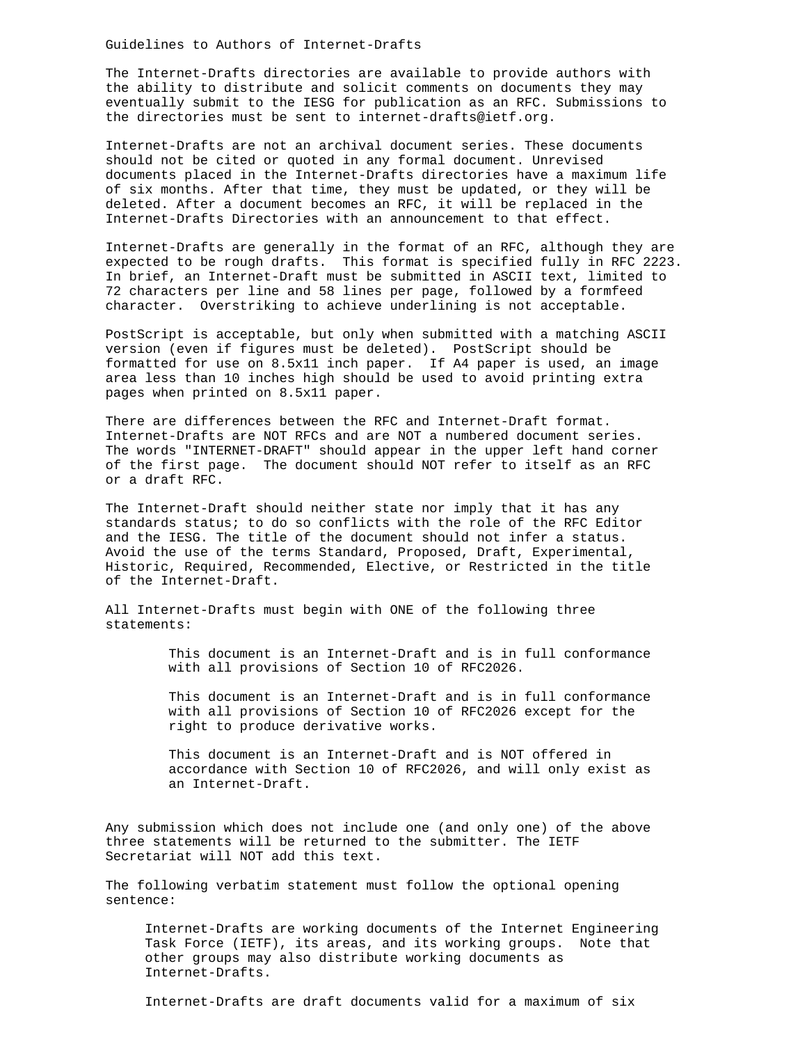# Guidelines to Authors of Internet-Drafts

The Internet-Drafts directories are available to provide authors with the ability to distribute and solicit comments on documents they may eventually submit to the IESG for publication as an RFC. Submissions to the directories must be sent to internet-drafts@ietf.org.

Internet-Drafts are not an archival document series. These documents should not be cited or quoted in any formal document. Unrevised documents placed in the Internet-Drafts directories have a maximum life of six months. After that time, they must be updated, or they will be deleted. After a document becomes an RFC, it will be replaced in the Internet-Drafts Directories with an announcement to that effect.

Internet-Drafts are generally in the format of an RFC, although they are expected to be rough drafts. This format is specified fully in RFC 2223. In brief, an Internet-Draft must be submitted in ASCII text, limited to 72 characters per line and 58 lines per page, followed by a formfeed character. Overstriking to achieve underlining is not acceptable.

PostScript is acceptable, but only when submitted with a matching ASCII version (even if figures must be deleted). PostScript should be formatted for use on 8.5x11 inch paper. If A4 paper is used, an image area less than 10 inches high should be used to avoid printing extra pages when printed on 8.5x11 paper.

There are differences between the RFC and Internet-Draft format. Internet-Drafts are NOT RFCs and are NOT a numbered document series. The words "INTERNET-DRAFT" should appear in the upper left hand corner of the first page. The document should NOT refer to itself as an RFC or a draft RFC.

The Internet-Draft should neither state nor imply that it has any standards status; to do so conflicts with the role of the RFC Editor and the IESG. The title of the document should not infer a status. Avoid the use of the terms Standard, Proposed, Draft, Experimental, Historic, Required, Recommended, Elective, or Restricted in the title of the Internet-Draft.

All Internet-Drafts must begin with ONE of the following three statements:

> This document is an Internet-Draft and is in full conformance with all provisions of Section 10 of RFC2026.
>
> This document is an Internet-Draft and is in full conformance with all provisions of Section 10 of RFC2026 except for the right to produce derivative works.
>
> This document is an Internet-Draft and is NOT offered in accordance with Section 10 of RFC2026, and will only exist as an Internet-Draft.

Any submission which does not include one (and only one) of the above three statements will be returned to the submitter. The IETF Secretariat will NOT add this text.

The following verbatim statement must follow the optional opening sentence:

> Internet-Drafts are working documents of the Internet Engineering Task Force (IETF), its areas, and its working groups. Note that other groups may also distribute working documents as Internet-Drafts.
>
> Internet-Drafts are draft documents valid for a maximum of six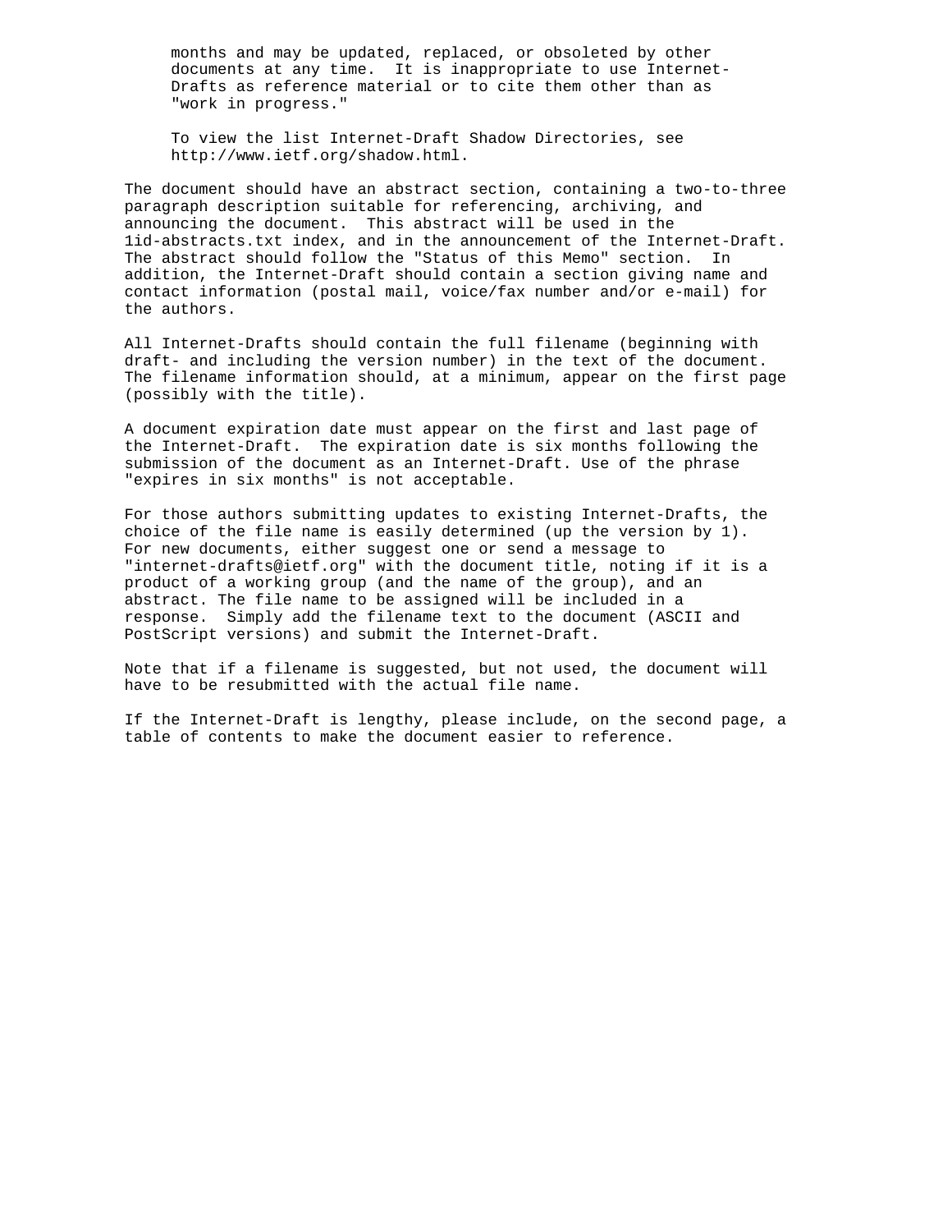months and may be updated, replaced, or obsoleted by other documents at any time. It is inappropriate to use Internet-Drafts as reference material or to cite them other than as "work in progress."

To view the list Internet-Draft Shadow Directories, see http://www.ietf.org/shadow.html.

The document should have an abstract section, containing a two-to-three paragraph description suitable for referencing, archiving, and announcing the document. This abstract will be used in the 1id-abstracts.txt index, and in the announcement of the Internet-Draft. The abstract should follow the "Status of this Memo" section. In addition, the Internet-Draft should contain a section giving name and contact information (postal mail, voice/fax number and/or e-mail) for the authors.

All Internet-Drafts should contain the full filename (beginning with draft- and including the version number) in the text of the document. The filename information should, at a minimum, appear on the first page (possibly with the title).

A document expiration date must appear on the first and last page of the Internet-Draft. The expiration date is six months following the submission of the document as an Internet-Draft. Use of the phrase "expires in six months" is not acceptable.

For those authors submitting updates to existing Internet-Drafts, the choice of the file name is easily determined (up the version by 1). For new documents, either suggest one or send a message to "internet-drafts@ietf.org" with the document title, noting if it is a product of a working group (and the name of the group), and an abstract. The file name to be assigned will be included in a response. Simply add the filename text to the document (ASCII and PostScript versions) and submit the Internet-Draft.

Note that if a filename is suggested, but not used, the document will have to be resubmitted with the actual file name.

If the Internet-Draft is lengthy, please include, on the second page, a table of contents to make the document easier to reference.